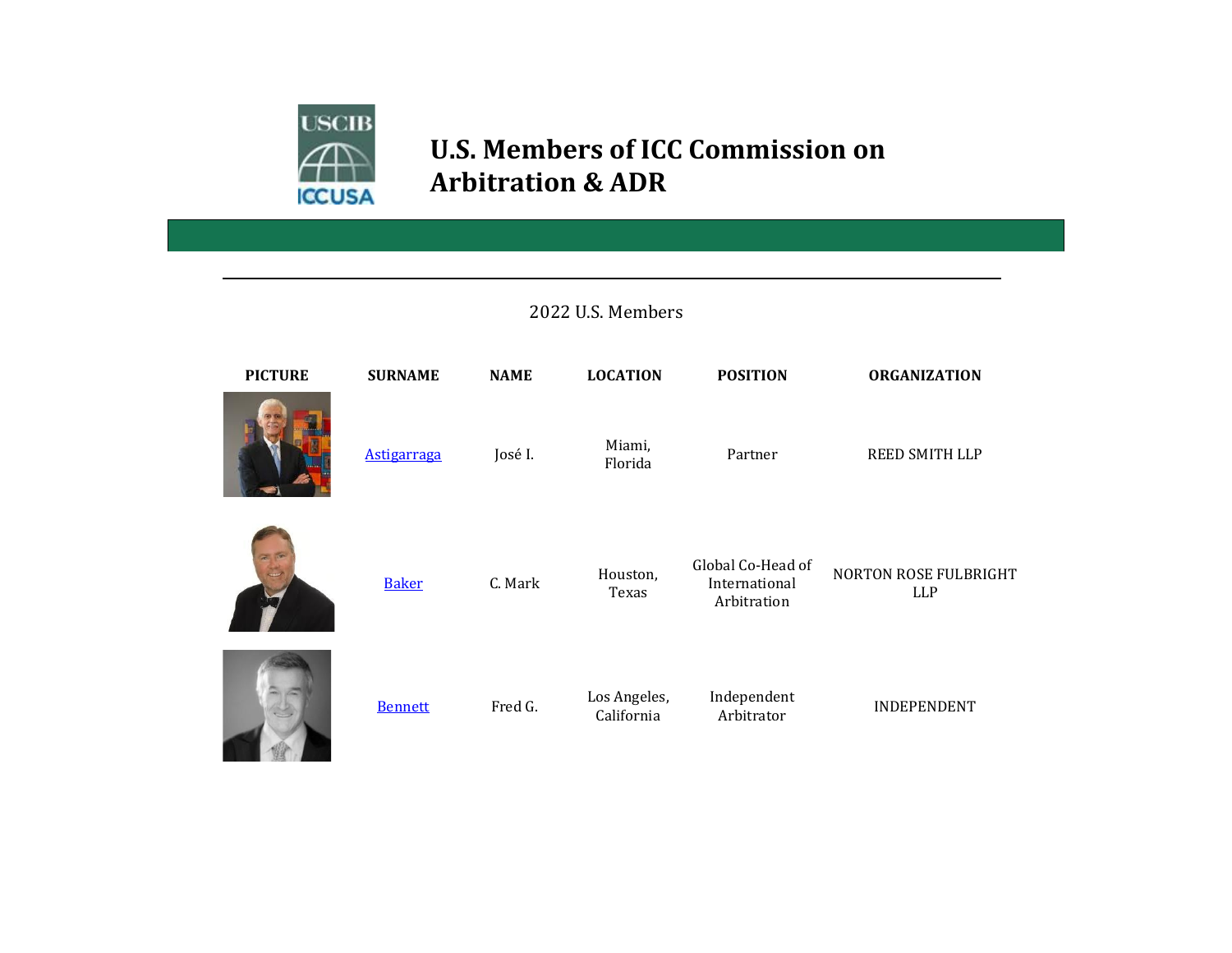# U.S. Members of ICC Commission on Arbitration & ADR

2022 U.S. Members

| PICTURE | SURNAME | NAME | LOCATION | POSITION | ORGANIZATION |
| --- | --- | --- | --- | --- | --- |
| | Astigarraga | José I. | Miami, Florida | Partner | REED SMITH LLP |
| | Baker | C. Mark | Houston, Texas | Global Co-Head of International Arbitration | NORTON ROSE FULBRIGHT LLP |
| | Bennett | Fred G. | Los Angeles, California | Independent Arbitrator | INDEPENDENT |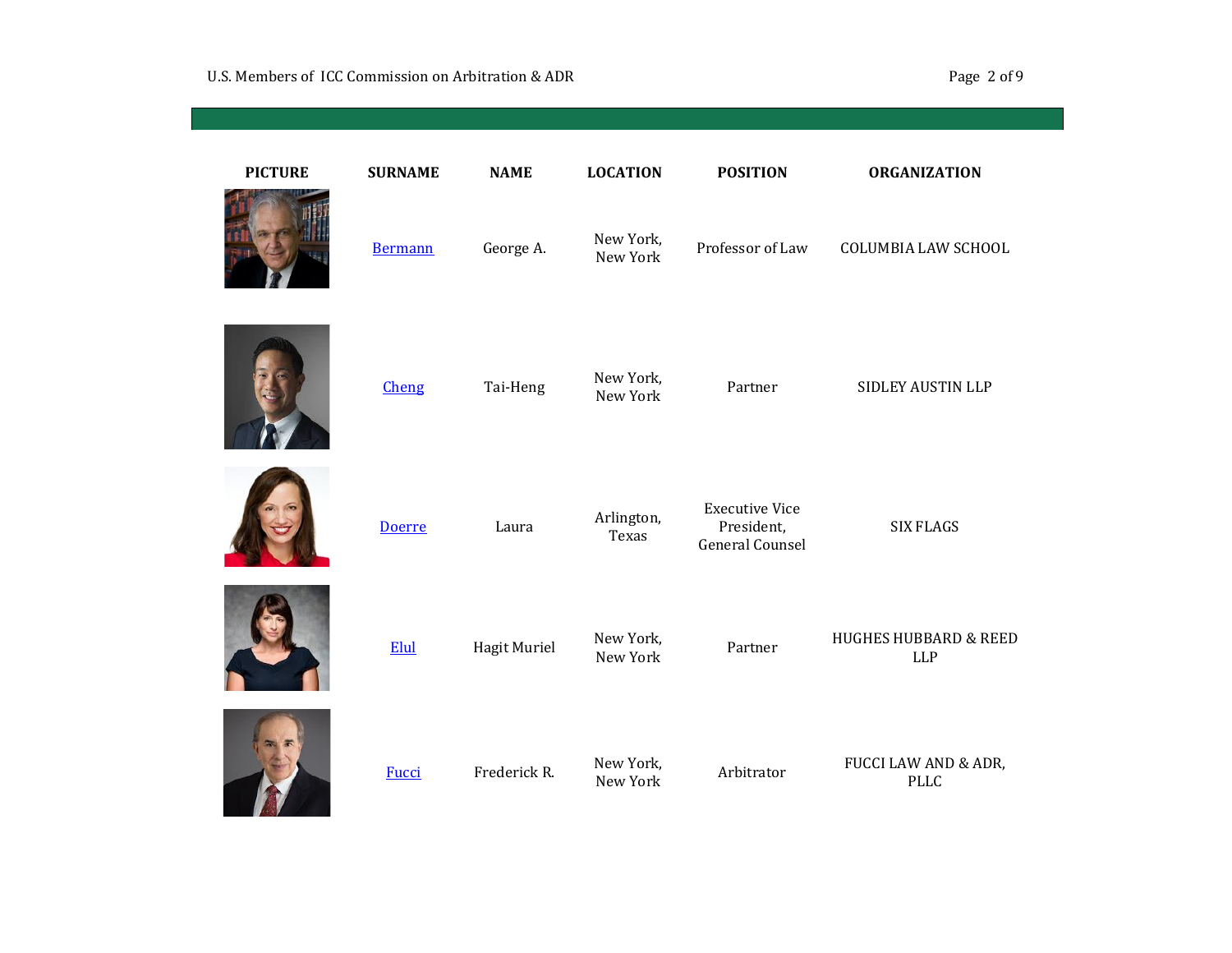| PICTURE | SURNAME | NAME | LOCATION | POSITION | ORGANIZATION |
| --- | --- | --- | --- | --- | --- |
| | Bermann | George A. | New York, New York | Professor of Law | COLUMBIA LAW SCHOOL |
| | Cheng | Tai-Heng | New York, New York | Partner | SIDLEY AUSTIN LLP |
| | Doerre | Laura | Arlington, Texas | Executive Vice President, General Counsel | SIX FLAGS |
| | Elul | Hagit Muriel | New York, New York | Partner | HUGHES HUBBARD & REED LLP |
| | Fucci | Frederick R. | New York, New York | Arbitrator | FUCCI LAW AND & ADR, PLLC |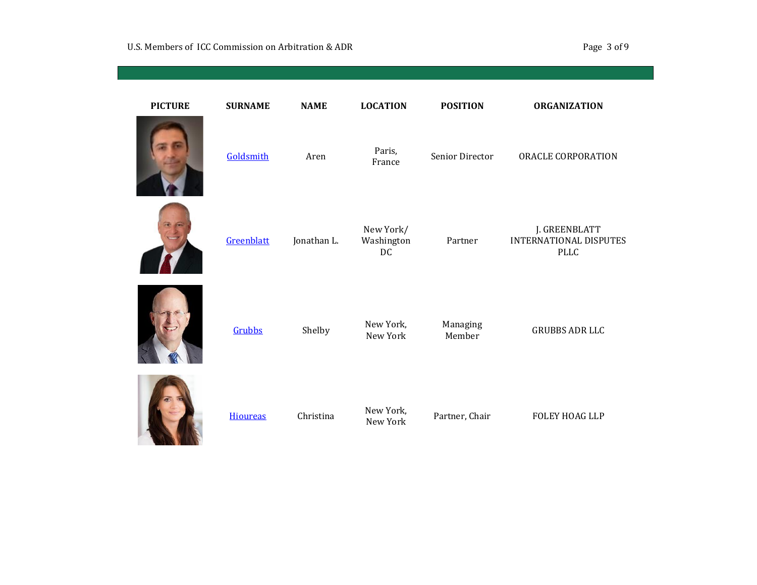| PICTURE | SURNAME | NAME | LOCATION | POSITION | ORGANIZATION |
| --- | --- | --- | --- | --- | --- |
| | Goldsmith | Aren | Paris, France | Senior Director | ORACLE CORPORATION |
| | Greenblatt | Jonathan L. | New York/ Washington DC | Partner | J. GREENBLATT INTERNATIONAL DISPUTES PLLC |
| | Grubbs | Shelby | New York, New York | Managing Member | GRUBBS ADR LLC |
| | Hioureas | Christina | New York, New York | Partner, Chair | FOLEY HOAG LLP |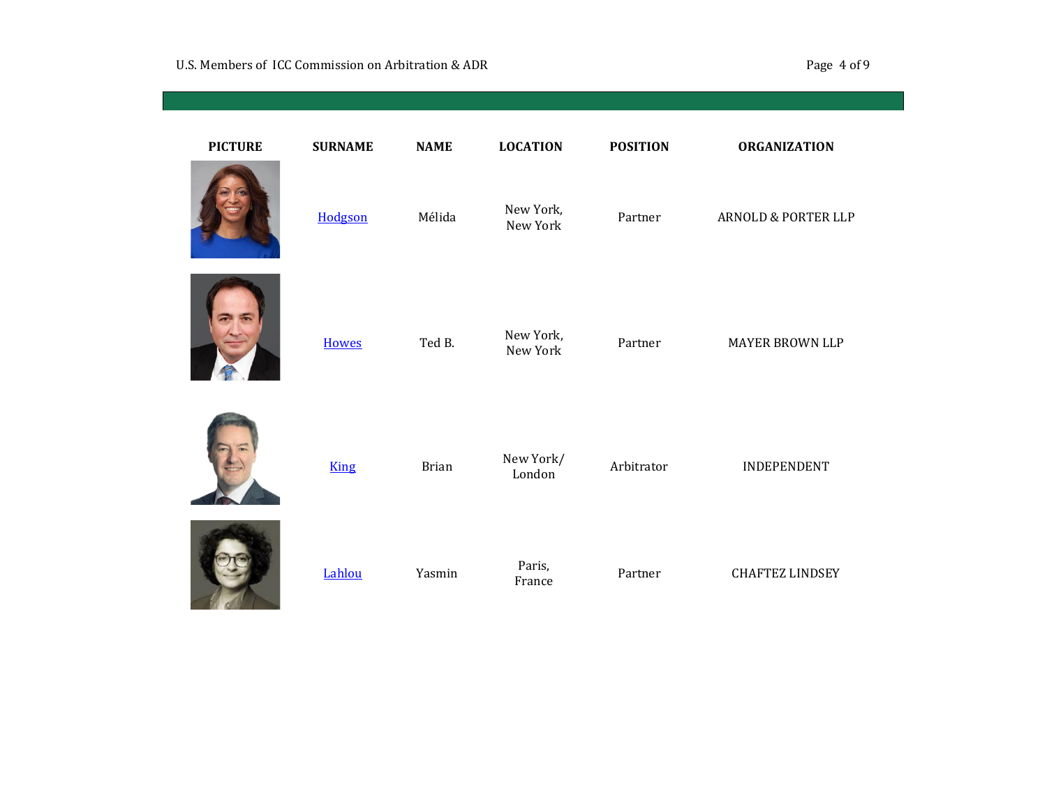| PICTURE | SURNAME | NAME | LOCATION | POSITION | ORGANIZATION |
| --- | --- | --- | --- | --- | --- |
| | Hodgson | Mélida | New York, New York | Partner | ARNOLD & PORTER LLP |
| | Howes | Ted B. | New York, New York | Partner | MAYER BROWN LLP |
| | King | Brian | New York/ London | Arbitrator | INDEPENDENT |
| | Lahlou | Yasmin | Paris, France | Partner | CHAFTEZ LINDSEY |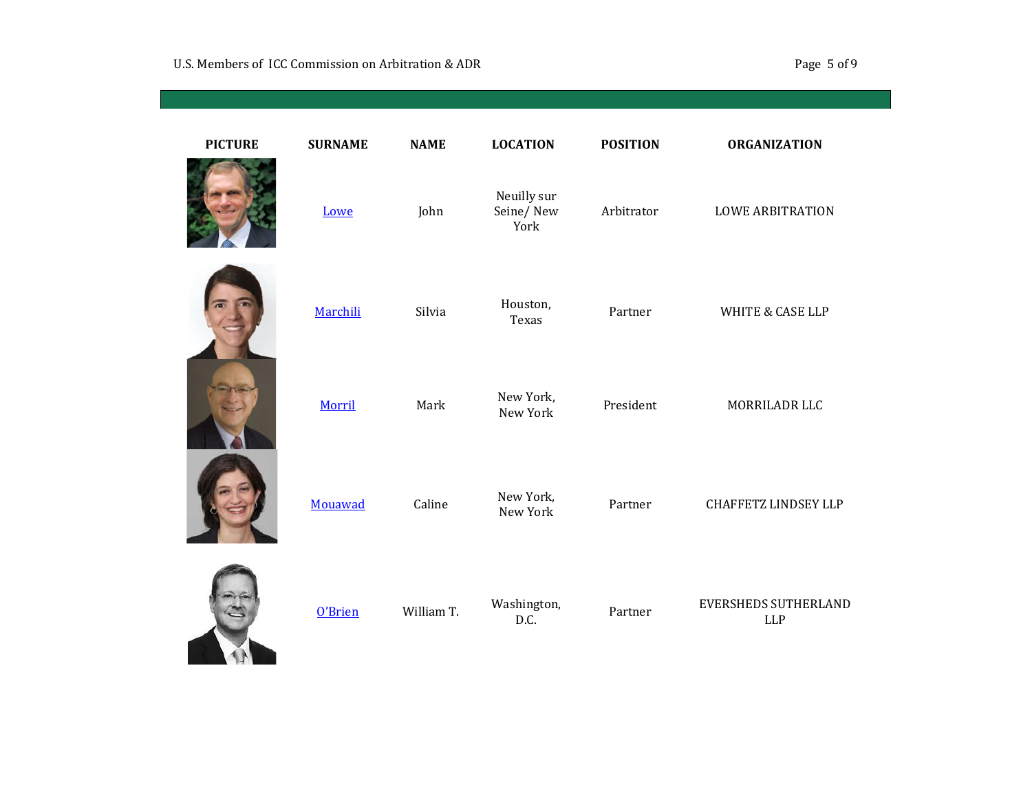| PICTURE | SURNAME | NAME | LOCATION | POSITION | ORGANIZATION |
|---|---|---|---|---|---|
| | Lowe | John | Neuilly sur Seine/ New York | Arbitrator | LOWE ARBITRATION |
| | Marchili | Silvia | Houston, Texas | Partner | WHITE & CASE LLP |
| | Morril | Mark | New York, New York | President | MORRILADR LLC |
| | Mouawad | Caline | New York, New York | Partner | CHAFFETZ LINDSEY LLP |
| | O'Brien | William T. | Washington, D.C. | Partner | EVERSHEDS SUTHERLAND LLP |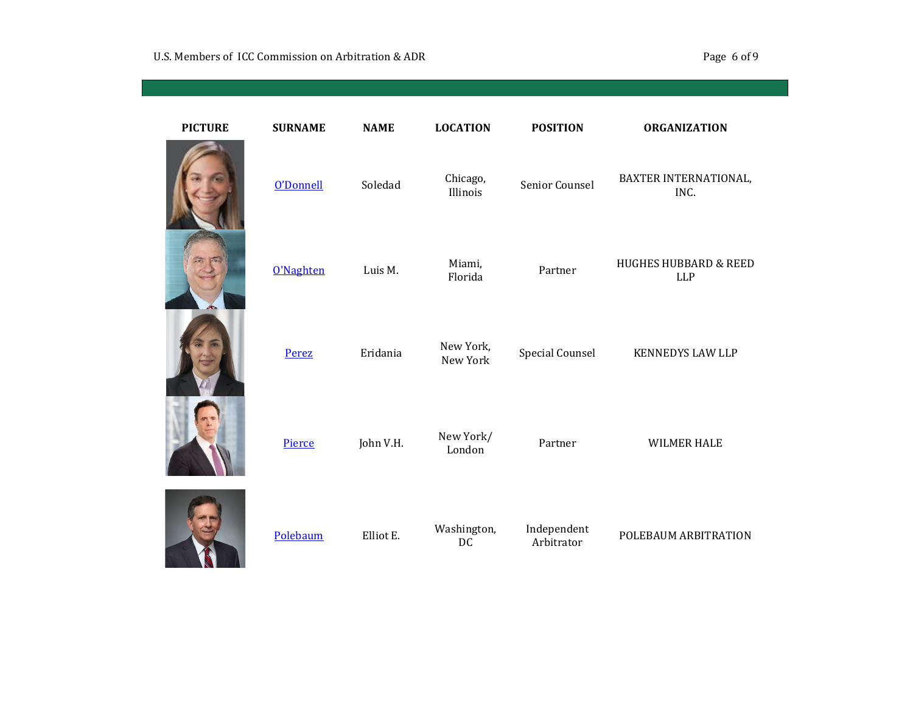| PICTURE | SURNAME | NAME | LOCATION | POSITION | ORGANIZATION |
| --- | --- | --- | --- | --- | --- |
| | O'Donnell | Soledad | Chicago, Illinois | Senior Counsel | BAXTER INTERNATIONAL, INC. |
| | O'Naghten | Luis M. | Miami, Florida | Partner | HUGHES HUBBARD & REED LLP |
| | Perez | Eridania | New York, New York | Special Counsel | KENNEDYS LAW LLP |
| | Pierce | John V.H. | New York/ London | Partner | WILMER HALE |
| | Polebaum | Elliot E. | Washington, DC | Independent Arbitrator | POLEBAUM ARBITRATION |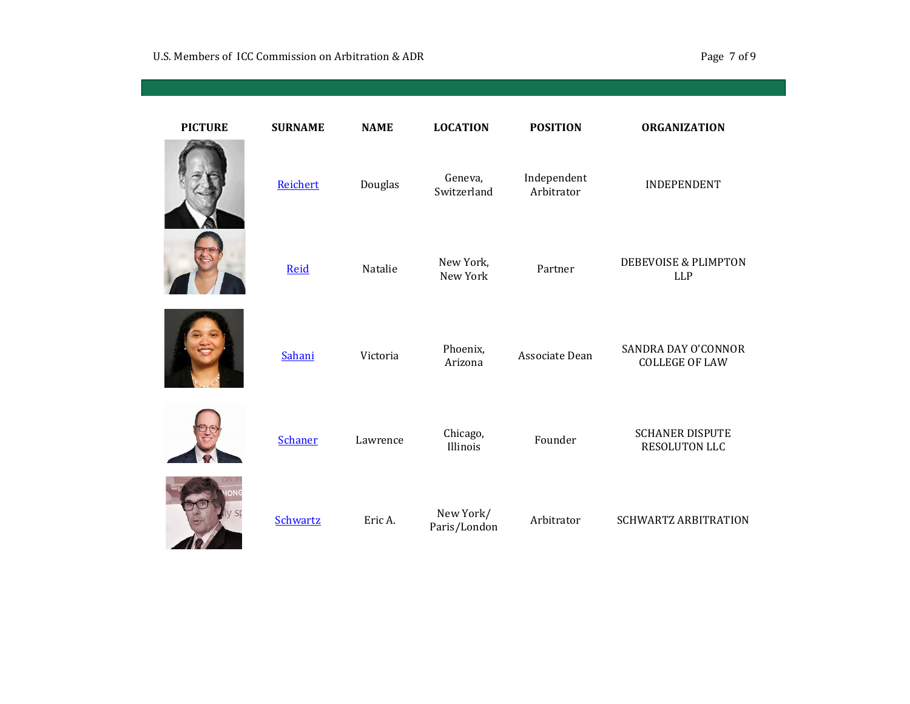| PICTURE | SURNAME | NAME | LOCATION | POSITION | ORGANIZATION |
|---|---|---|---|---|---|
| | Reichert | Douglas | Geneva, Switzerland | Independent Arbitrator | INDEPENDENT |
| | Reid | Natalie | New York, New York | Partner | DEBEVOISE & PLIMPTON LLP |
| | Sahani | Victoria | Phoenix, Arizona | Associate Dean | SANDRA DAY O'CONNOR COLLEGE OF LAW |
| | Schaner | Lawrence | Chicago, Illinois | Founder | SCHANER DISPUTE RESOLUTON LLC |
| | Schwartz | Eric A. | New York/ Paris/London | Arbitrator | SCHWARTZ ARBITRATION |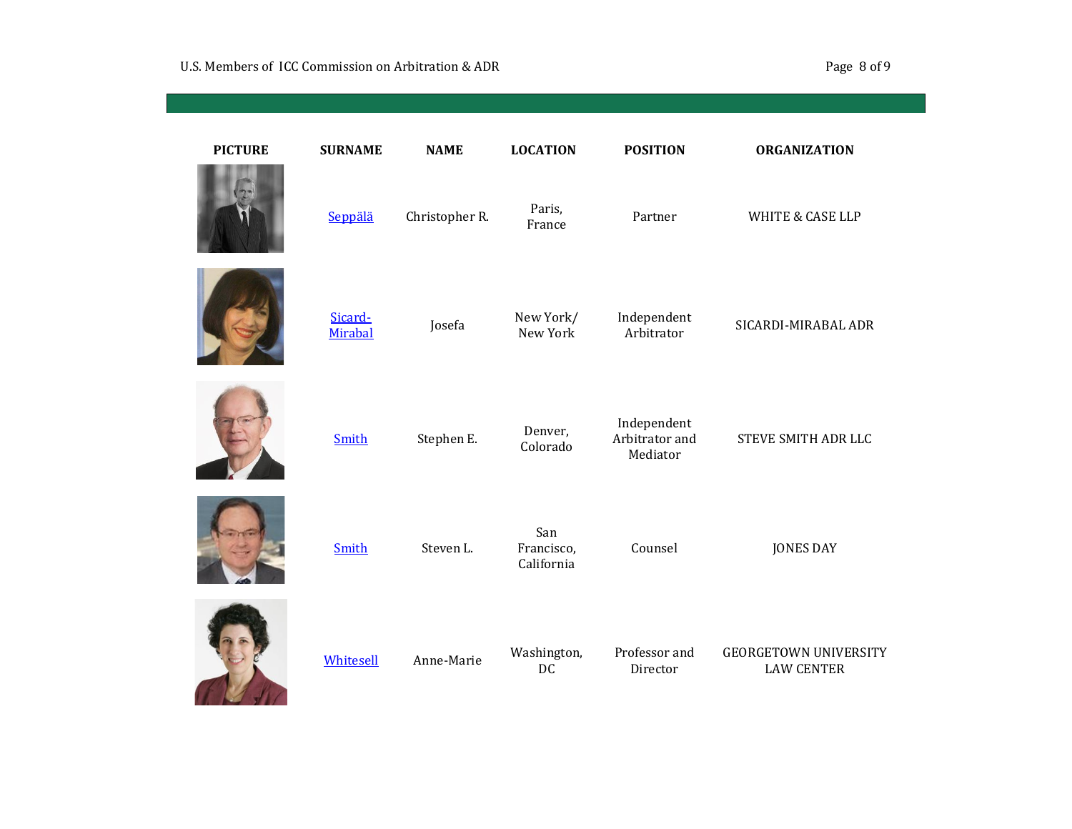| PICTURE | SURNAME | NAME | LOCATION | POSITION | ORGANIZATION |
|---|---|---|---|---|---|
| | Seppälä | Christopher R. | Paris, France | Partner | WHITE & CASE LLP |
| | Sicard-Mirabal | Josefa | New York/ New York | Independent Arbitrator | SICARDI-MIRABAL ADR |
| | Smith | Stephen E. | Denver, Colorado | Independent Arbitrator and Mediator | STEVE SMITH ADR LLC |
| | Smith | Steven L. | San Francisco, California | Counsel | JONES DAY |
| | Whitesell | Anne-Marie | Washington, DC | Professor and Director | GEORGETOWN UNIVERSITY LAW CENTER |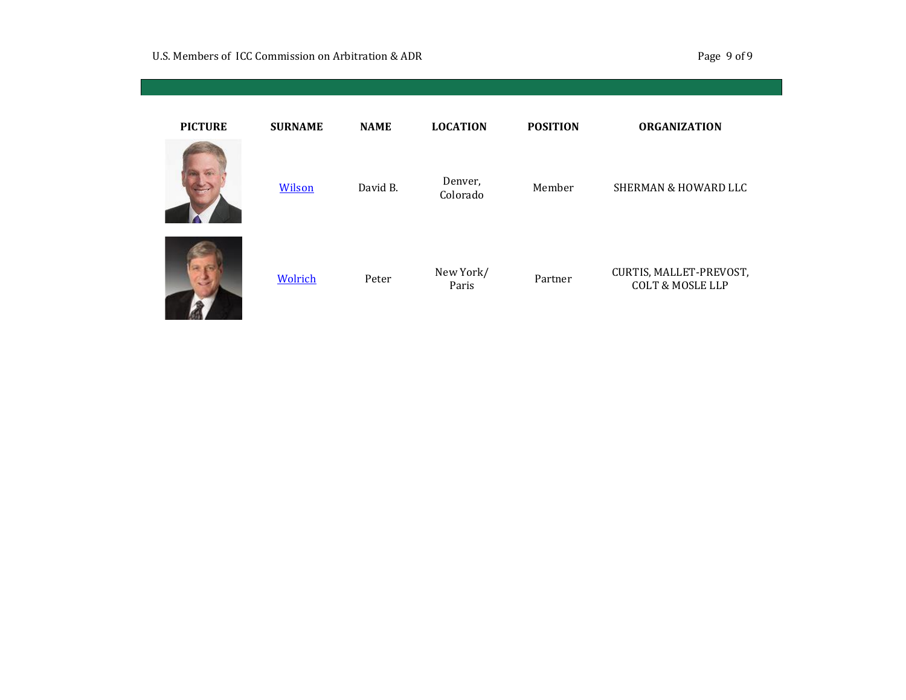| PICTURE | SURNAME | NAME | LOCATION | POSITION | ORGANIZATION |
|---|---|---|---|---|---|
| | Wilson | David B. | Denver, Colorado | Member | SHERMAN & HOWARD LLC |
| | Wolrich | Peter | New York/ Paris | Partner | CURTIS, MALLET-PREVOST, COLT & MOSLE LLP |